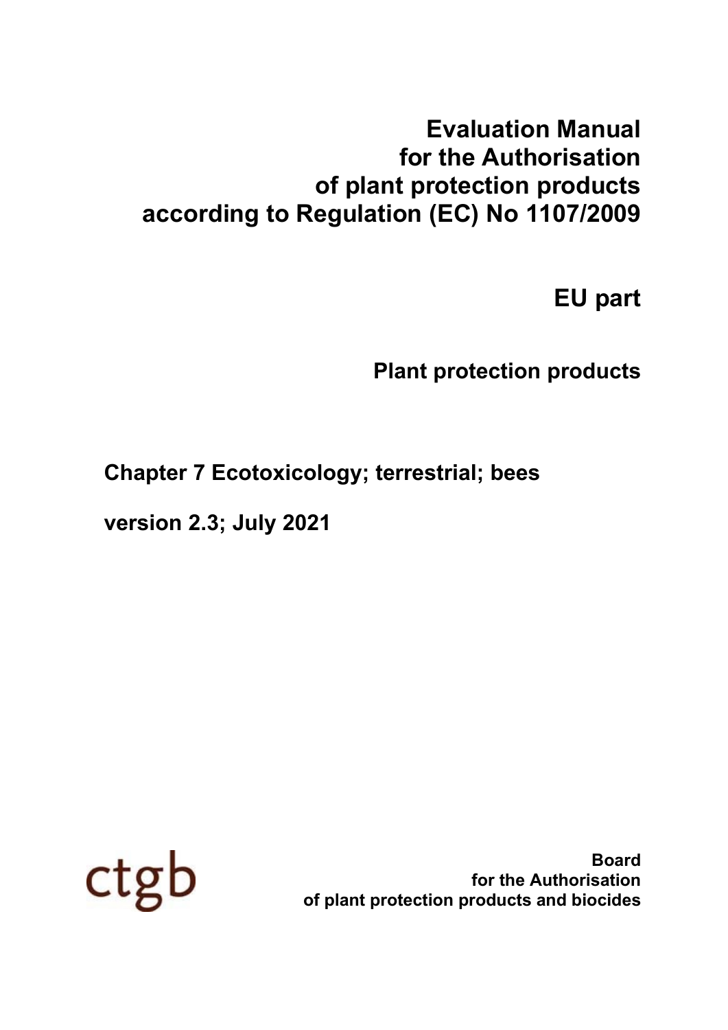# Evaluation Manual for the Authorisation of plant protection products according to Regulation (EC) No 1107/2009

## EU part

### Plant protection products

**Chapter 7 Ecotoxicology; terrestrial; bees**

**version 2.3; July 2021**

ctgb

**Board for the Authorisation of plant protection products and biocides**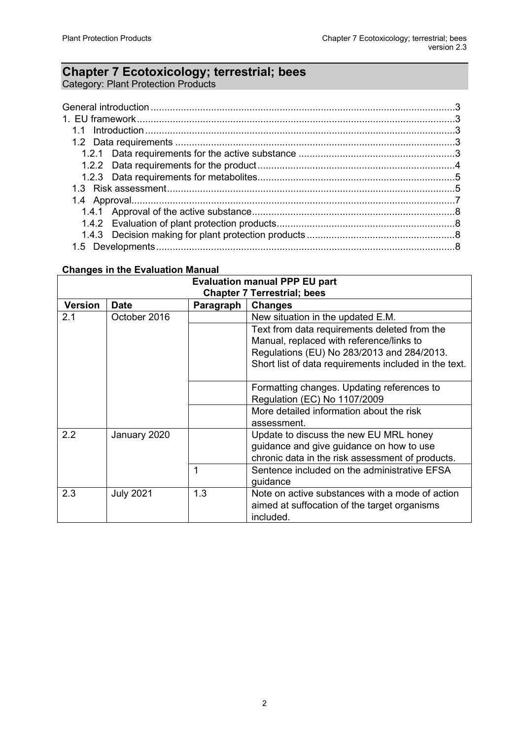# Chapter 7 Ecotoxicology; terrestrial; bees

Category: Plant Protection Products

General introduction ... 3
1. EU framework ... 3
   1.1 Introduction ... 3
   1.2 Data requirements ... 3
      1.2.1 Data requirements for the active substance ... 3
      1.2.2 Data requirements for the product ... 4
      1.2.3 Data requirements for metabolites ... 5
   1.3 Risk assessment ... 5
   1.4 Approval ... 7
      1.4.1 Approval of the active substance ... 8
      1.4.2 Evaluation of plant protection products ... 8
      1.4.3 Decision making for plant protection products ... 8
   1.5 Developments ... 8

**Changes in the Evaluation Manual**

| **Evaluation manual PPP EU part<br>Chapter 7 Terrestrial; bees** | | | |
|---|---|---|---|
| **Version** | **Date** | **Paragraph** | **Changes** |
| 2.1 | October 2016 | | New situation in the updated E.M. |
| | | | Text from data requirements deleted from the Manual, replaced with reference/links to Regulations (EU) No 283/2013 and 284/2013. Short list of data requirements included in the text. |
| | | | Formatting changes. Updating references to Regulation (EC) No 1107/2009 |
| | | | More detailed information about the risk assessment. |
| 2.2 | January 2020 | | Update to discuss the new EU MRL honey guidance and give guidance on how to use chronic data in the risk assessment of products. |
| | | 1 | Sentence included on the administrative EFSA guidance |
| 2.3 | July 2021 | 1.3 | Note on active substances with a mode of action aimed at suffocation of the target organisms included. |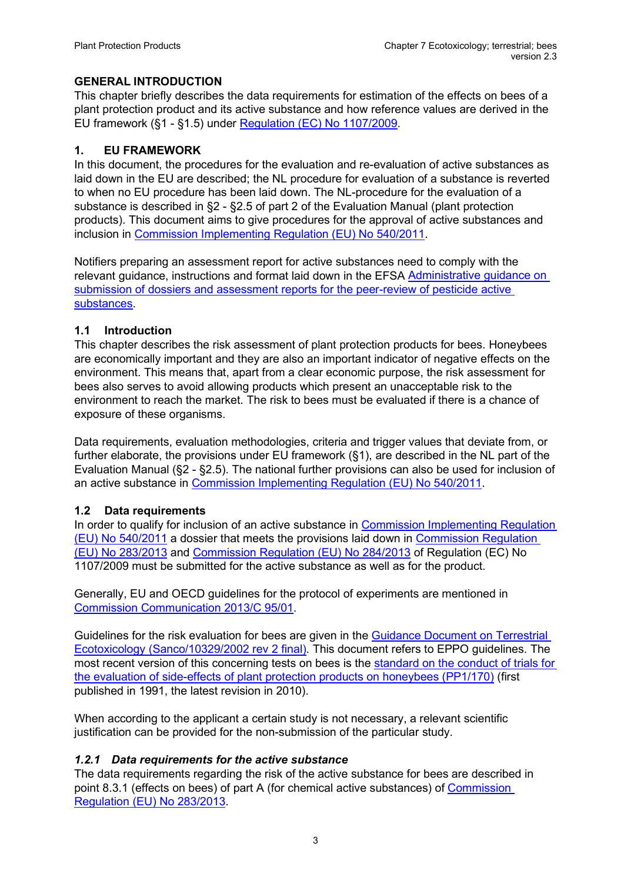## GENERAL INTRODUCTION

This chapter briefly describes the data requirements for estimation of the effects on bees of a plant protection product and its active substance and how reference values are derived in the EU framework (§1 - §1.5) under Regulation (EC) No 1107/2009.

## 1. EU FRAMEWORK

In this document, the procedures for the evaluation and re-evaluation of active substances as laid down in the EU are described; the NL procedure for evaluation of a substance is reverted to when no EU procedure has been laid down. The NL-procedure for the evaluation of a substance is described in §2 - §2.5 of part 2 of the Evaluation Manual (plant protection products). This document aims to give procedures for the approval of active substances and inclusion in Commission Implementing Regulation (EU) No 540/2011.

Notifiers preparing an assessment report for active substances need to comply with the relevant guidance, instructions and format laid down in the EFSA Administrative guidance on submission of dossiers and assessment reports for the peer-review of pesticide active substances.

### 1.1 Introduction

This chapter describes the risk assessment of plant protection products for bees. Honeybees are economically important and they are also an important indicator of negative effects on the environment. This means that, apart from a clear economic purpose, the risk assessment for bees also serves to avoid allowing products which present an unacceptable risk to the environment to reach the market. The risk to bees must be evaluated if there is a chance of exposure of these organisms.

Data requirements, evaluation methodologies, criteria and trigger values that deviate from, or further elaborate, the provisions under EU framework (§1), are described in the NL part of the Evaluation Manual (§2 - §2.5). The national further provisions can also be used for inclusion of an active substance in Commission Implementing Regulation (EU) No 540/2011.

### 1.2 Data requirements

In order to qualify for inclusion of an active substance in Commission Implementing Regulation (EU) No 540/2011 a dossier that meets the provisions laid down in Commission Regulation (EU) No 283/2013 and Commission Regulation (EU) No 284/2013 of Regulation (EC) No 1107/2009 must be submitted for the active substance as well as for the product.

Generally, EU and OECD guidelines for the protocol of experiments are mentioned in Commission Communication 2013/C 95/01.

Guidelines for the risk evaluation for bees are given in the Guidance Document on Terrestrial Ecotoxicology (Sanco/10329/2002 rev 2 final). This document refers to EPPO guidelines. The most recent version of this concerning tests on bees is the standard on the conduct of trials for the evaluation of side-effects of plant protection products on honeybees (PP1/170) (first published in 1991, the latest revision in 2010).

When according to the applicant a certain study is not necessary, a relevant scientific justification can be provided for the non-submission of the particular study.

#### *1.2.1 Data requirements for the active substance*

The data requirements regarding the risk of the active substance for bees are described in point 8.3.1 (effects on bees) of part A (for chemical active substances) of Commission Regulation (EU) No 283/2013.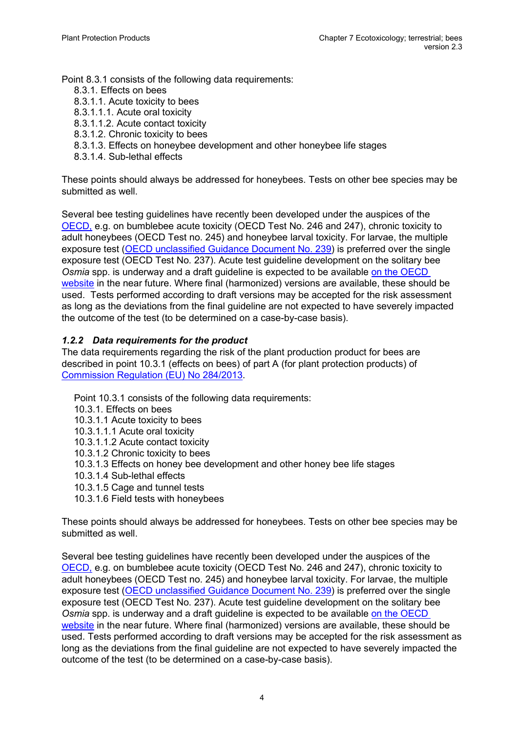Point 8.3.1 consists of the following data requirements:

- 8.3.1. Effects on bees
- 8.3.1.1. Acute toxicity to bees
- 8.3.1.1.1. Acute oral toxicity
- 8.3.1.1.2. Acute contact toxicity
- 8.3.1.2. Chronic toxicity to bees
- 8.3.1.3. Effects on honeybee development and other honeybee life stages
- 8.3.1.4. Sub-lethal effects

These points should always be addressed for honeybees. Tests on other bee species may be submitted as well.

Several bee testing guidelines have recently been developed under the auspices of the OECD, e.g. on bumblebee acute toxicity (OECD Test No. 246 and 247), chronic toxicity to adult honeybees (OECD Test no. 245) and honeybee larval toxicity. For larvae, the multiple exposure test (OECD unclassified Guidance Document No. 239) is preferred over the single exposure test (OECD Test No. 237). Acute test guideline development on the solitary bee *Osmia* spp. is underway and a draft guideline is expected to be available on the OECD website in the near future. Where final (harmonized) versions are available, these should be used. Tests performed according to draft versions may be accepted for the risk assessment as long as the deviations from the final guideline are not expected to have severely impacted the outcome of the test (to be determined on a case-by-case basis).

### *1.2.2 Data requirements for the product*

The data requirements regarding the risk of the plant production product for bees are described in point 10.3.1 (effects on bees) of part A (for plant protection products) of Commission Regulation (EU) No 284/2013.

Point 10.3.1 consists of the following data requirements:

- 10.3.1. Effects on bees
- 10.3.1.1 Acute toxicity to bees
- 10.3.1.1.1 Acute oral toxicity
- 10.3.1.1.2 Acute contact toxicity
- 10.3.1.2 Chronic toxicity to bees
- 10.3.1.3 Effects on honey bee development and other honey bee life stages
- 10.3.1.4 Sub-lethal effects
- 10.3.1.5 Cage and tunnel tests
- 10.3.1.6 Field tests with honeybees

These points should always be addressed for honeybees. Tests on other bee species may be submitted as well.

Several bee testing guidelines have recently been developed under the auspices of the OECD, e.g. on bumblebee acute toxicity (OECD Test No. 246 and 247), chronic toxicity to adult honeybees (OECD Test no. 245) and honeybee larval toxicity. For larvae, the multiple exposure test (OECD unclassified Guidance Document No. 239) is preferred over the single exposure test (OECD Test No. 237). Acute test guideline development on the solitary bee *Osmia* spp. is underway and a draft guideline is expected to be available on the OECD website in the near future. Where final (harmonized) versions are available, these should be used. Tests performed according to draft versions may be accepted for the risk assessment as long as the deviations from the final guideline are not expected to have severely impacted the outcome of the test (to be determined on a case-by-case basis).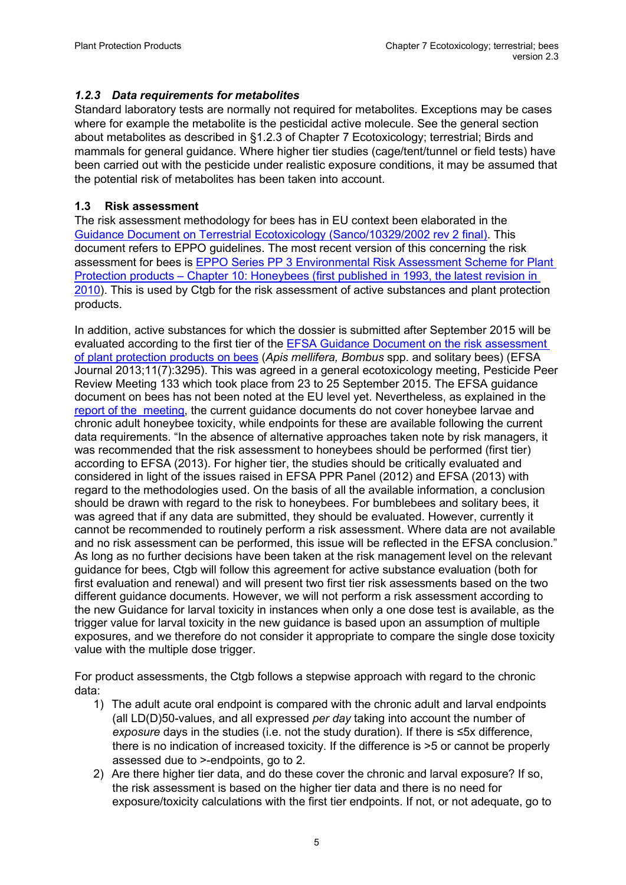### *1.2.3 Data requirements for metabolites*

Standard laboratory tests are normally not required for metabolites. Exceptions may be cases where for example the metabolite is the pesticidal active molecule. See the general section about metabolites as described in §1.2.3 of Chapter 7 Ecotoxicology; terrestrial; Birds and mammals for general guidance. Where higher tier studies (cage/tent/tunnel or field tests) have been carried out with the pesticide under realistic exposure conditions, it may be assumed that the potential risk of metabolites has been taken into account.

### 1.3 Risk assessment

The risk assessment methodology for bees has in EU context been elaborated in the Guidance Document on Terrestrial Ecotoxicology (Sanco/10329/2002 rev 2 final). This document refers to EPPO guidelines. The most recent version of this concerning the risk assessment for bees is EPPO Series PP 3 Environmental Risk Assessment Scheme for Plant Protection products – Chapter 10: Honeybees (first published in 1993, the latest revision in 2010). This is used by Ctgb for the risk assessment of active substances and plant protection products.

In addition, active substances for which the dossier is submitted after September 2015 will be evaluated according to the first tier of the EFSA Guidance Document on the risk assessment of plant protection products on bees (*Apis mellifera, Bombus* spp. and solitary bees) (EFSA Journal 2013;11(7):3295). This was agreed in a general ecotoxicology meeting, Pesticide Peer Review Meeting 133 which took place from 23 to 25 September 2015. The EFSA guidance document on bees has not been noted at the EU level yet. Nevertheless, as explained in the report of the meeting, the current guidance documents do not cover honeybee larvae and chronic adult honeybee toxicity, while endpoints for these are available following the current data requirements. "In the absence of alternative approaches taken note by risk managers, it was recommended that the risk assessment to honeybees should be performed (first tier) according to EFSA (2013). For higher tier, the studies should be critically evaluated and considered in light of the issues raised in EFSA PPR Panel (2012) and EFSA (2013) with regard to the methodologies used. On the basis of all the available information, a conclusion should be drawn with regard to the risk to honeybees. For bumblebees and solitary bees, it was agreed that if any data are submitted, they should be evaluated. However, currently it cannot be recommended to routinely perform a risk assessment. Where data are not available and no risk assessment can be performed, this issue will be reflected in the EFSA conclusion." As long as no further decisions have been taken at the risk management level on the relevant guidance for bees, Ctgb will follow this agreement for active substance evaluation (both for first evaluation and renewal) and will present two first tier risk assessments based on the two different guidance documents. However, we will not perform a risk assessment according to the new Guidance for larval toxicity in instances when only a one dose test is available, as the trigger value for larval toxicity in the new guidance is based upon an assumption of multiple exposures, and we therefore do not consider it appropriate to compare the single dose toxicity value with the multiple dose trigger.

For product assessments, the Ctgb follows a stepwise approach with regard to the chronic data:

1) The adult acute oral endpoint is compared with the chronic adult and larval endpoints (all LD(D)50-values, and all expressed *per day* taking into account the number of *exposure* days in the studies (i.e. not the study duration). If there is ≤5x difference, there is no indication of increased toxicity. If the difference is >5 or cannot be properly assessed due to >-endpoints, go to 2.
2) Are there higher tier data, and do these cover the chronic and larval exposure? If so, the risk assessment is based on the higher tier data and there is no need for exposure/toxicity calculations with the first tier endpoints. If not, or not adequate, go to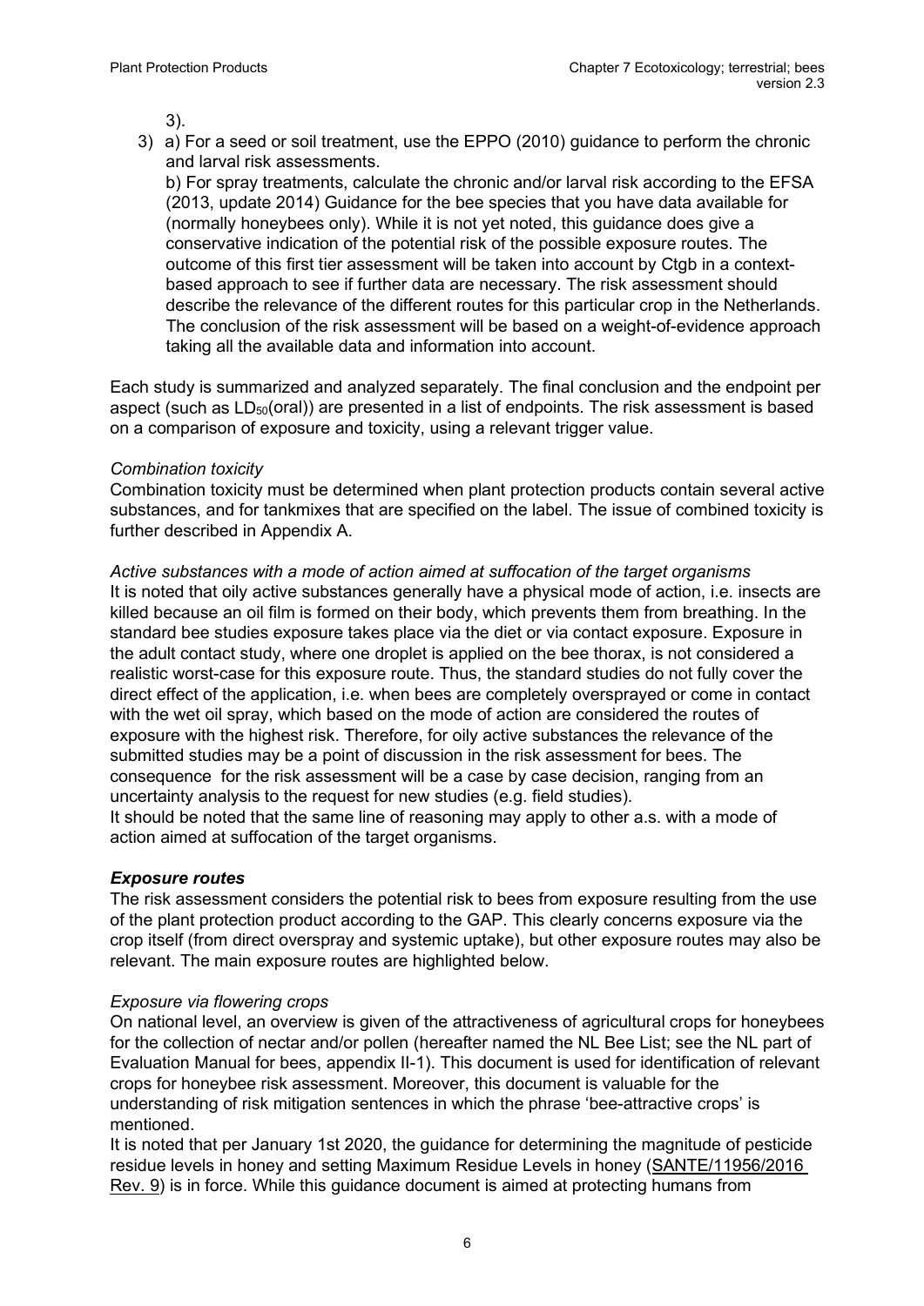3).

3) a) For a seed or soil treatment, use the EPPO (2010) guidance to perform the chronic and larval risk assessments.
   b) For spray treatments, calculate the chronic and/or larval risk according to the EFSA (2013, update 2014) Guidance for the bee species that you have data available for (normally honeybees only). While it is not yet noted, this guidance does give a conservative indication of the potential risk of the possible exposure routes. The outcome of this first tier assessment will be taken into account by Ctgb in a context-based approach to see if further data are necessary. The risk assessment should describe the relevance of the different routes for this particular crop in the Netherlands. The conclusion of the risk assessment will be based on a weight-of-evidence approach taking all the available data and information into account.

Each study is summarized and analyzed separately. The final conclusion and the endpoint per aspect (such as $LD_{50}$(oral)) are presented in a list of endpoints. The risk assessment is based on a comparison of exposure and toxicity, using a relevant trigger value.

*Combination toxicity*
Combination toxicity must be determined when plant protection products contain several active substances, and for tankmixes that are specified on the label. The issue of combined toxicity is further described in Appendix A.

*Active substances with a mode of action aimed at suffocation of the target organisms*
It is noted that oily active substances generally have a physical mode of action, i.e. insects are killed because an oil film is formed on their body, which prevents them from breathing. In the standard bee studies exposure takes place via the diet or via contact exposure. Exposure in the adult contact study, where one droplet is applied on the bee thorax, is not considered a realistic worst-case for this exposure route. Thus, the standard studies do not fully cover the direct effect of the application, i.e. when bees are completely oversprayed or come in contact with the wet oil spray, which based on the mode of action are considered the routes of exposure with the highest risk. Therefore, for oily active substances the relevance of the submitted studies may be a point of discussion in the risk assessment for bees. The consequence for the risk assessment will be a case by case decision, ranging from an uncertainty analysis to the request for new studies (e.g. field studies).
It should be noted that the same line of reasoning may apply to other a.s. with a mode of action aimed at suffocation of the target organisms.

***Exposure routes***
The risk assessment considers the potential risk to bees from exposure resulting from the use of the plant protection product according to the GAP. This clearly concerns exposure via the crop itself (from direct overspray and systemic uptake), but other exposure routes may also be relevant. The main exposure routes are highlighted below.

*Exposure via flowering crops*
On national level, an overview is given of the attractiveness of agricultural crops for honeybees for the collection of nectar and/or pollen (hereafter named the NL Bee List; see the NL part of Evaluation Manual for bees, appendix II-1). This document is used for identification of relevant crops for honeybee risk assessment. Moreover, this document is valuable for the understanding of risk mitigation sentences in which the phrase 'bee-attractive crops' is mentioned.
It is noted that per January 1st 2020, the guidance for determining the magnitude of pesticide residue levels in honey and setting Maximum Residue Levels in honey (SANTE/11956/2016 Rev. 9) is in force. While this guidance document is aimed at protecting humans from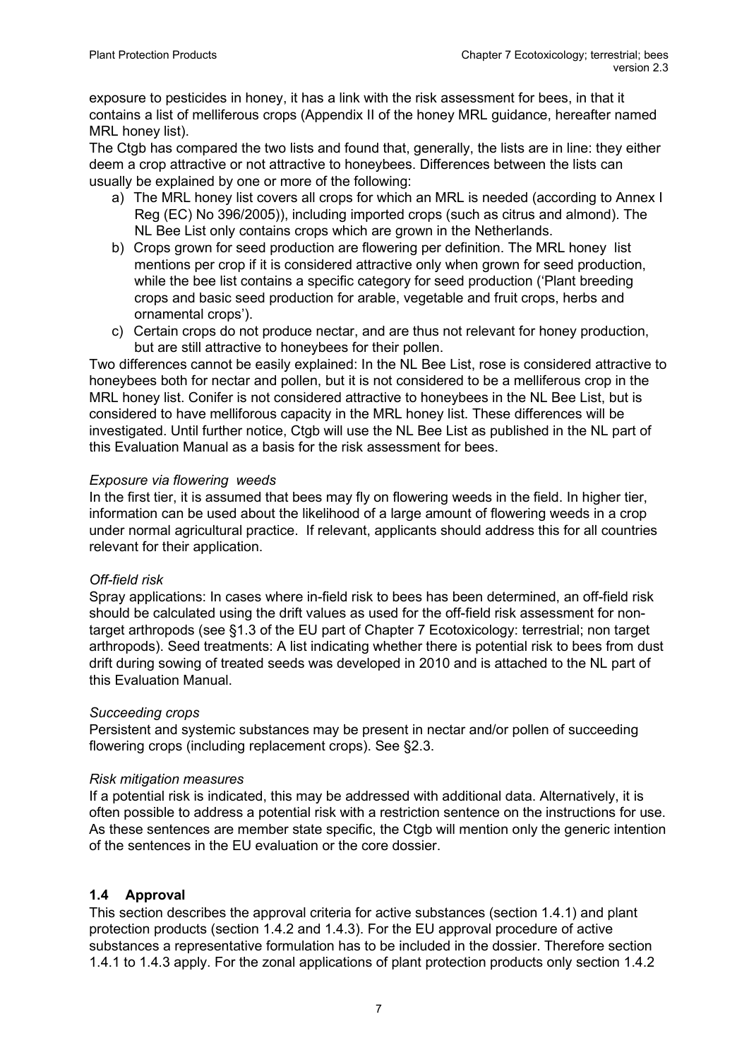exposure to pesticides in honey, it has a link with the risk assessment for bees, in that it contains a list of melliferous crops (Appendix II of the honey MRL guidance, hereafter named MRL honey list).

The Ctgb has compared the two lists and found that, generally, the lists are in line: they either deem a crop attractive or not attractive to honeybees. Differences between the lists can usually be explained by one or more of the following:

a) The MRL honey list covers all crops for which an MRL is needed (according to Annex I Reg (EC) No 396/2005)), including imported crops (such as citrus and almond). The NL Bee List only contains crops which are grown in the Netherlands.
b) Crops grown for seed production are flowering per definition. The MRL honey list mentions per crop if it is considered attractive only when grown for seed production, while the bee list contains a specific category for seed production ('Plant breeding crops and basic seed production for arable, vegetable and fruit crops, herbs and ornamental crops').
c) Certain crops do not produce nectar, and are thus not relevant for honey production, but are still attractive to honeybees for their pollen.

Two differences cannot be easily explained: In the NL Bee List, rose is considered attractive to honeybees both for nectar and pollen, but it is not considered to be a melliferous crop in the MRL honey list. Conifer is not considered attractive to honeybees in the NL Bee List, but is considered to have melliforous capacity in the MRL honey list. These differences will be investigated. Until further notice, Ctgb will use the NL Bee List as published in the NL part of this Evaluation Manual as a basis for the risk assessment for bees.

*Exposure via flowering weeds*

In the first tier, it is assumed that bees may fly on flowering weeds in the field. In higher tier, information can be used about the likelihood of a large amount of flowering weeds in a crop under normal agricultural practice. If relevant, applicants should address this for all countries relevant for their application.

*Off-field risk*

Spray applications: In cases where in-field risk to bees has been determined, an off-field risk should be calculated using the drift values as used for the off-field risk assessment for non-target arthropods (see §1.3 of the EU part of Chapter 7 Ecotoxicology: terrestrial; non target arthropods). Seed treatments: A list indicating whether there is potential risk to bees from dust drift during sowing of treated seeds was developed in 2010 and is attached to the NL part of this Evaluation Manual.

*Succeeding crops*

Persistent and systemic substances may be present in nectar and/or pollen of succeeding flowering crops (including replacement crops). See §2.3.

*Risk mitigation measures*

If a potential risk is indicated, this may be addressed with additional data. Alternatively, it is often possible to address a potential risk with a restriction sentence on the instructions for use. As these sentences are member state specific, the Ctgb will mention only the generic intention of the sentences in the EU evaluation or the core dossier.

## 1.4 Approval

This section describes the approval criteria for active substances (section 1.4.1) and plant protection products (section 1.4.2 and 1.4.3). For the EU approval procedure of active substances a representative formulation has to be included in the dossier. Therefore section 1.4.1 to 1.4.3 apply. For the zonal applications of plant protection products only section 1.4.2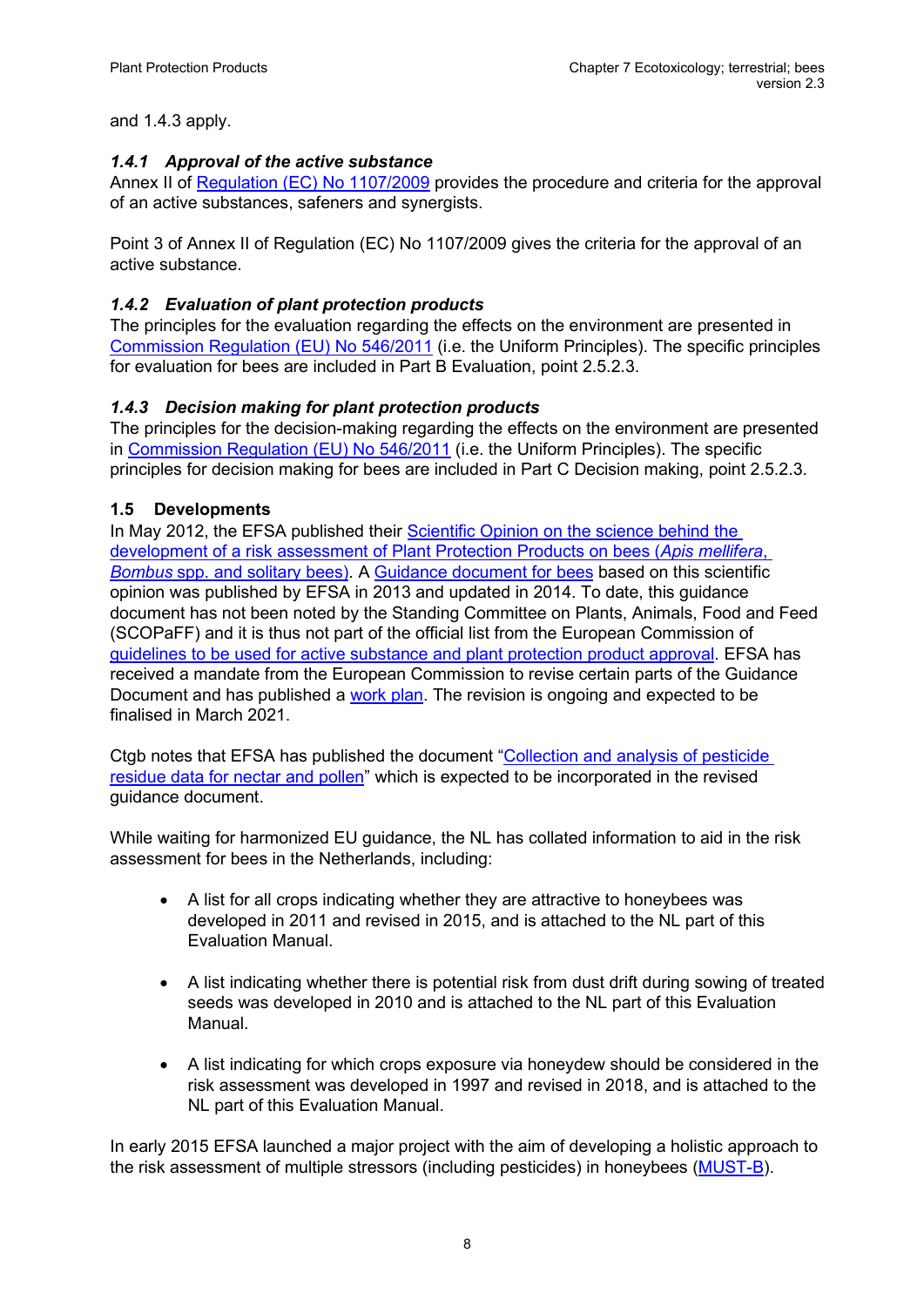and 1.4.3 apply.

### *1.4.1 Approval of the active substance*

Annex II of Regulation (EC) No 1107/2009 provides the procedure and criteria for the approval of an active substances, safeners and synergists.

Point 3 of Annex II of Regulation (EC) No 1107/2009 gives the criteria for the approval of an active substance.

### *1.4.2 Evaluation of plant protection products*

The principles for the evaluation regarding the effects on the environment are presented in Commission Regulation (EU) No 546/2011 (i.e. the Uniform Principles). The specific principles for evaluation for bees are included in Part B Evaluation, point 2.5.2.3.

### *1.4.3 Decision making for plant protection products*

The principles for the decision-making regarding the effects on the environment are presented in Commission Regulation (EU) No 546/2011 (i.e. the Uniform Principles). The specific principles for decision making for bees are included in Part C Decision making, point 2.5.2.3.

## 1.5 Developments

In May 2012, the EFSA published their Scientific Opinion on the science behind the development of a risk assessment of Plant Protection Products on bees (*Apis mellifera*, *Bombus* spp. and solitary bees). A Guidance document for bees based on this scientific opinion was published by EFSA in 2013 and updated in 2014. To date, this guidance document has not been noted by the Standing Committee on Plants, Animals, Food and Feed (SCOPaFF) and it is thus not part of the official list from the European Commission of guidelines to be used for active substance and plant protection product approval. EFSA has received a mandate from the European Commission to revise certain parts of the Guidance Document and has published a work plan. The revision is ongoing and expected to be finalised in March 2021.

Ctgb notes that EFSA has published the document "Collection and analysis of pesticide residue data for nectar and pollen" which is expected to be incorporated in the revised guidance document.

While waiting for harmonized EU guidance, the NL has collated information to aid in the risk assessment for bees in the Netherlands, including:

- A list for all crops indicating whether they are attractive to honeybees was developed in 2011 and revised in 2015, and is attached to the NL part of this Evaluation Manual.

- A list indicating whether there is potential risk from dust drift during sowing of treated seeds was developed in 2010 and is attached to the NL part of this Evaluation Manual.

- A list indicating for which crops exposure via honeydew should be considered in the risk assessment was developed in 1997 and revised in 2018, and is attached to the NL part of this Evaluation Manual.

In early 2015 EFSA launched a major project with the aim of developing a holistic approach to the risk assessment of multiple stressors (including pesticides) in honeybees (MUST-B).